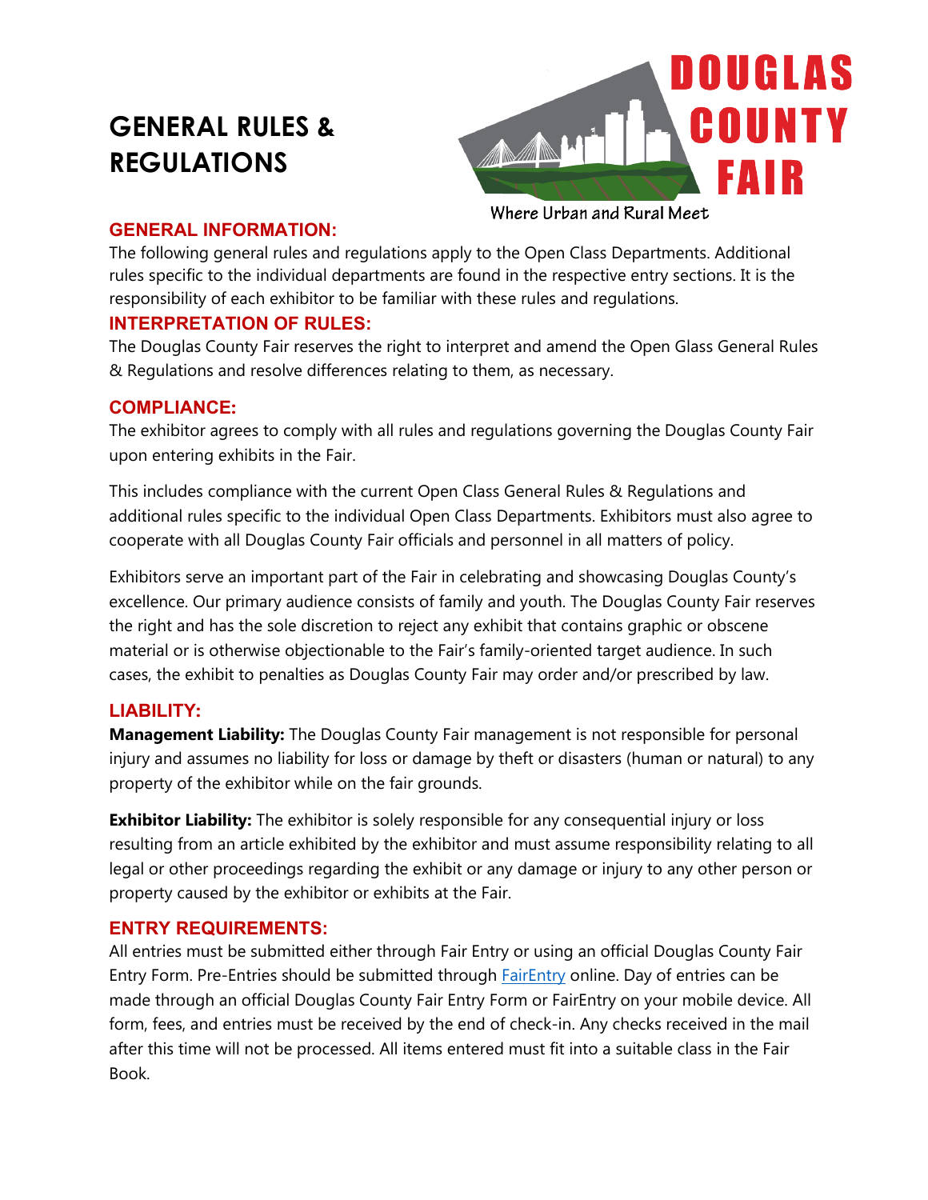# GENERAL RULES & REGULATIONS

DOUGLAS COUNTY FAIR

Where Urban and Rural Meet

## GENERAL INFORMATION:

The following general rules and regulations apply to the Open Class Departments. Additional rules specific to the individual departments are found in the respective entry sections. It is the responsibility of each exhibitor to be familiar with these rules and regulations.

## INTERPRETATION OF RULES:

The Douglas County Fair reserves the right to interpret and amend the Open Glass General Rules & Regulations and resolve differences relating to them, as necessary.

## COMPLIANCE:

The exhibitor agrees to comply with all rules and regulations governing the Douglas County Fair upon entering exhibits in the Fair.

This includes compliance with the current Open Class General Rules & Regulations and additional rules specific to the individual Open Class Departments. Exhibitors must also agree to cooperate with all Douglas County Fair officials and personnel in all matters of policy.

Exhibitors serve an important part of the Fair in celebrating and showcasing Douglas County's excellence. Our primary audience consists of family and youth. The Douglas County Fair reserves the right and has the sole discretion to reject any exhibit that contains graphic or obscene material or is otherwise objectionable to the Fair's family-oriented target audience. In such cases, the exhibit to penalties as Douglas County Fair may order and/or prescribed by law.

## LIABILITY:

**Management Liability:** The Douglas County Fair management is not responsible for personal injury and assumes no liability for loss or damage by theft or disasters (human or natural) to any property of the exhibitor while on the fair grounds.

**Exhibitor Liability:** The exhibitor is solely responsible for any consequential injury or loss resulting from an article exhibited by the exhibitor and must assume responsibility relating to all legal or other proceedings regarding the exhibit or any damage or injury to any other person or property caused by the exhibitor or exhibits at the Fair.

## ENTRY REQUIREMENTS:

All entries must be submitted either through Fair Entry or using an official Douglas County Fair Entry Form. Pre-Entries should be submitted through FairEntry online. Day of entries can be made through an official Douglas County Fair Entry Form or FairEntry on your mobile device. All form, fees, and entries must be received by the end of check-in. Any checks received in the mail after this time will not be processed. All items entered must fit into a suitable class in the Fair Book.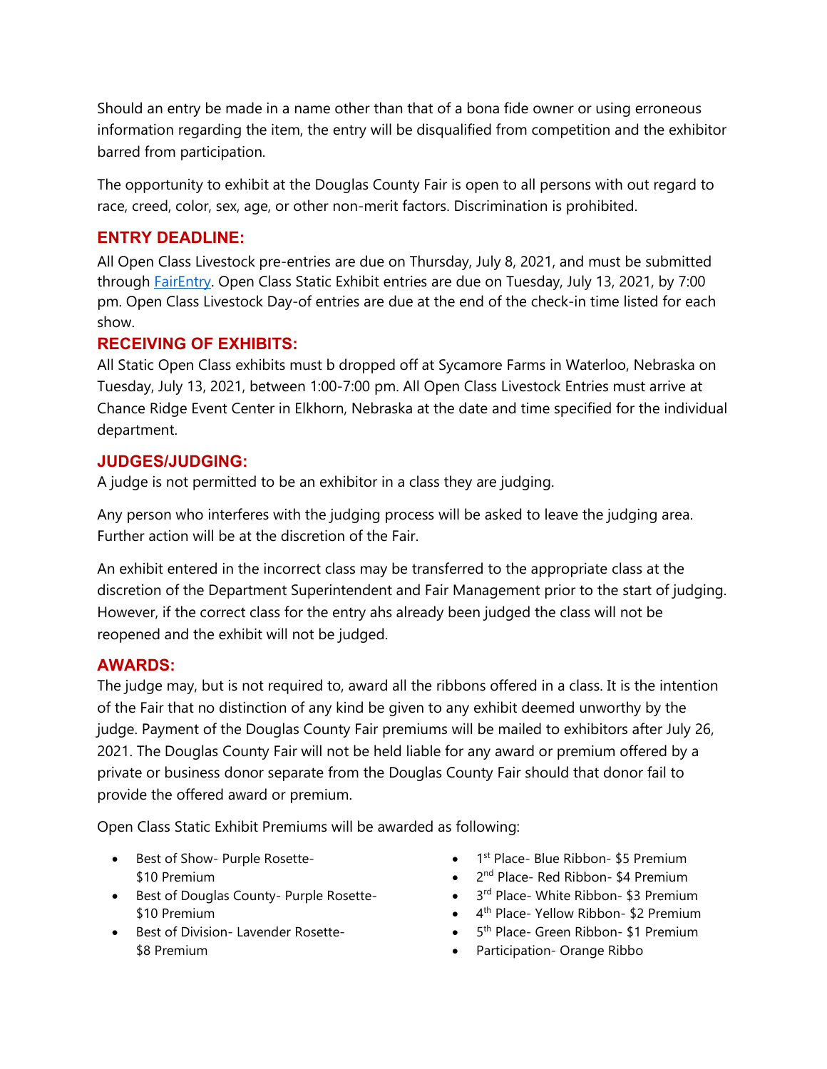Should an entry be made in a name other than that of a bona fide owner or using erroneous information regarding the item, the entry will be disqualified from competition and the exhibitor barred from participation.

The opportunity to exhibit at the Douglas County Fair is open to all persons with out regard to race, creed, color, sex, age, or other non-merit factors. Discrimination is prohibited.

## ENTRY DEADLINE:

All Open Class Livestock pre-entries are due on Thursday, July 8, 2021, and must be submitted through FairEntry. Open Class Static Exhibit entries are due on Tuesday, July 13, 2021, by 7:00 pm. Open Class Livestock Day-of entries are due at the end of the check-in time listed for each show.

## RECEIVING OF EXHIBITS:

All Static Open Class exhibits must b dropped off at Sycamore Farms in Waterloo, Nebraska on Tuesday, July 13, 2021, between 1:00-7:00 pm. All Open Class Livestock Entries must arrive at Chance Ridge Event Center in Elkhorn, Nebraska at the date and time specified for the individual department.

## JUDGES/JUDGING:

A judge is not permitted to be an exhibitor in a class they are judging.

Any person who interferes with the judging process will be asked to leave the judging area. Further action will be at the discretion of the Fair.

An exhibit entered in the incorrect class may be transferred to the appropriate class at the discretion of the Department Superintendent and Fair Management prior to the start of judging. However, if the correct class for the entry ahs already been judged the class will not be reopened and the exhibit will not be judged.

## AWARDS:

The judge may, but is not required to, award all the ribbons offered in a class. It is the intention of the Fair that no distinction of any kind be given to any exhibit deemed unworthy by the judge. Payment of the Douglas County Fair premiums will be mailed to exhibitors after July 26, 2021. The Douglas County Fair will not be held liable for any award or premium offered by a private or business donor separate from the Douglas County Fair should that donor fail to provide the offered award or premium.

Open Class Static Exhibit Premiums will be awarded as following:

- Best of Show- Purple Rosette- $10 Premium
- Best of Douglas County- Purple Rosette- $10 Premium
- Best of Division- Lavender Rosette- $8 Premium
- 1st Place- Blue Ribbon- $5 Premium
- 2nd Place- Red Ribbon- $4 Premium
- 3rd Place- White Ribbon- $3 Premium
- 4th Place- Yellow Ribbon- $2 Premium
- 5th Place- Green Ribbon- $1 Premium
- Participation- Orange Ribbo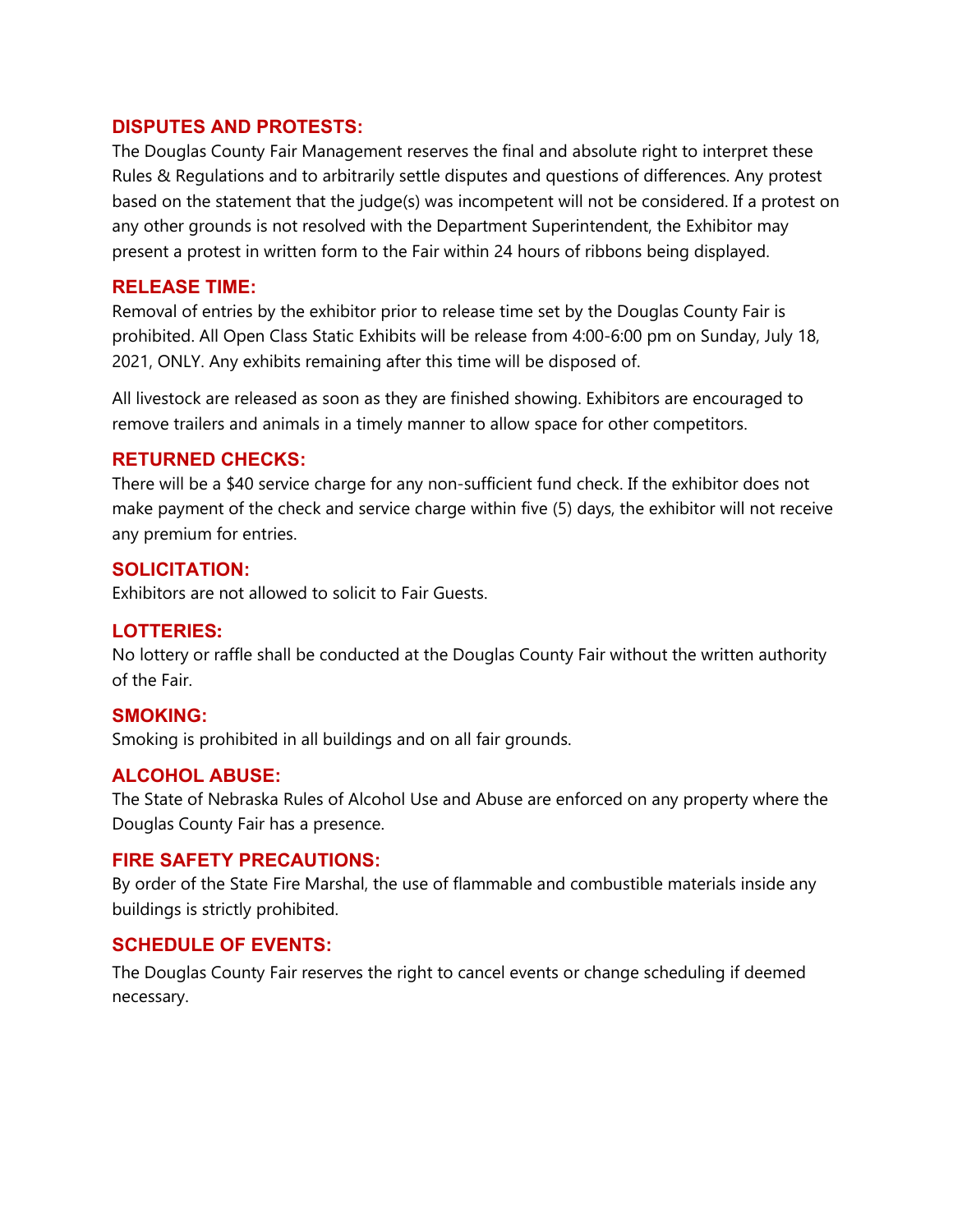## DISPUTES AND PROTESTS:

The Douglas County Fair Management reserves the final and absolute right to interpret these Rules & Regulations and to arbitrarily settle disputes and questions of differences. Any protest based on the statement that the judge(s) was incompetent will not be considered. If a protest on any other grounds is not resolved with the Department Superintendent, the Exhibitor may present a protest in written form to the Fair within 24 hours of ribbons being displayed.

## RELEASE TIME:

Removal of entries by the exhibitor prior to release time set by the Douglas County Fair is prohibited. All Open Class Static Exhibits will be release from 4:00-6:00 pm on Sunday, July 18, 2021, ONLY. Any exhibits remaining after this time will be disposed of.

All livestock are released as soon as they are finished showing. Exhibitors are encouraged to remove trailers and animals in a timely manner to allow space for other competitors.

## RETURNED CHECKS:

There will be a $40 service charge for any non-sufficient fund check. If the exhibitor does not make payment of the check and service charge within five (5) days, the exhibitor will not receive any premium for entries.

## SOLICITATION:

Exhibitors are not allowed to solicit to Fair Guests.

## LOTTERIES:

No lottery or raffle shall be conducted at the Douglas County Fair without the written authority of the Fair.

## SMOKING:

Smoking is prohibited in all buildings and on all fair grounds.

## ALCOHOL ABUSE:

The State of Nebraska Rules of Alcohol Use and Abuse are enforced on any property where the Douglas County Fair has a presence.

## FIRE SAFETY PRECAUTIONS:

By order of the State Fire Marshal, the use of flammable and combustible materials inside any buildings is strictly prohibited.

## SCHEDULE OF EVENTS:

The Douglas County Fair reserves the right to cancel events or change scheduling if deemed necessary.